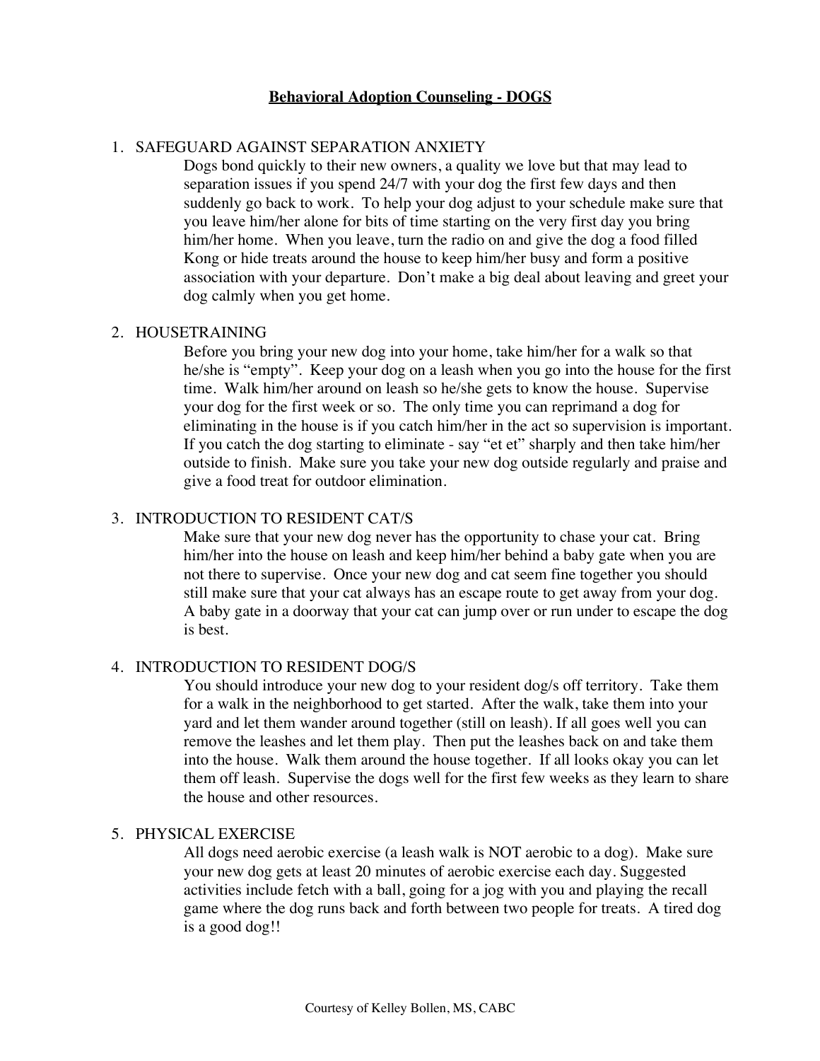# Behavioral Adoption Counseling - DOGS

1. SAFEGUARD AGAINST SEPARATION ANXIETY

   Dogs bond quickly to their new owners, a quality we love but that may lead to separation issues if you spend 24/7 with your dog the first few days and then suddenly go back to work. To help your dog adjust to your schedule make sure that you leave him/her alone for bits of time starting on the very first day you bring him/her home. When you leave, turn the radio on and give the dog a food filled Kong or hide treats around the house to keep him/her busy and form a positive association with your departure. Don't make a big deal about leaving and greet your dog calmly when you get home.

2. HOUSETRAINING

   Before you bring your new dog into your home, take him/her for a walk so that he/she is "empty". Keep your dog on a leash when you go into the house for the first time. Walk him/her around on leash so he/she gets to know the house. Supervise your dog for the first week or so. The only time you can reprimand a dog for eliminating in the house is if you catch him/her in the act so supervision is important. If you catch the dog starting to eliminate - say "et et" sharply and then take him/her outside to finish. Make sure you take your new dog outside regularly and praise and give a food treat for outdoor elimination.

3. INTRODUCTION TO RESIDENT CAT/S

   Make sure that your new dog never has the opportunity to chase your cat. Bring him/her into the house on leash and keep him/her behind a baby gate when you are not there to supervise. Once your new dog and cat seem fine together you should still make sure that your cat always has an escape route to get away from your dog. A baby gate in a doorway that your cat can jump over or run under to escape the dog is best.

4. INTRODUCTION TO RESIDENT DOG/S

   You should introduce your new dog to your resident dog/s off territory. Take them for a walk in the neighborhood to get started. After the walk, take them into your yard and let them wander around together (still on leash). If all goes well you can remove the leashes and let them play. Then put the leashes back on and take them into the house. Walk them around the house together. If all looks okay you can let them off leash. Supervise the dogs well for the first few weeks as they learn to share the house and other resources.

5. PHYSICAL EXERCISE

   All dogs need aerobic exercise (a leash walk is NOT aerobic to a dog). Make sure your new dog gets at least 20 minutes of aerobic exercise each day. Suggested activities include fetch with a ball, going for a jog with you and playing the recall game where the dog runs back and forth between two people for treats. A tired dog is a good dog!!

Courtesy of Kelley Bollen, MS, CABC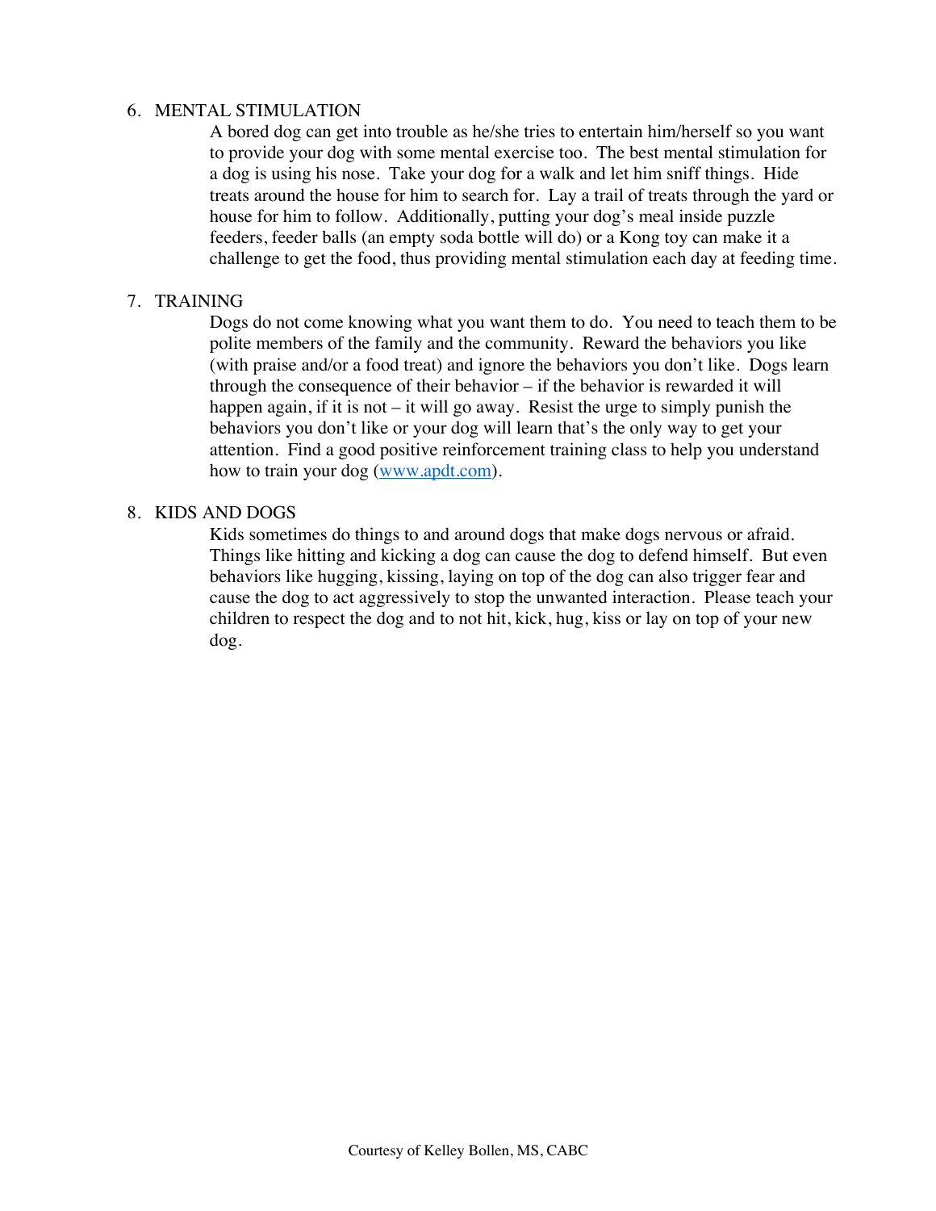6. MENTAL STIMULATION

   A bored dog can get into trouble as he/she tries to entertain him/herself so you want to provide your dog with some mental exercise too. The best mental stimulation for a dog is using his nose. Take your dog for a walk and let him sniff things. Hide treats around the house for him to search for. Lay a trail of treats through the yard or house for him to follow. Additionally, putting your dog's meal inside puzzle feeders, feeder balls (an empty soda bottle will do) or a Kong toy can make it a challenge to get the food, thus providing mental stimulation each day at feeding time.

7. TRAINING

   Dogs do not come knowing what you want them to do. You need to teach them to be polite members of the family and the community. Reward the behaviors you like (with praise and/or a food treat) and ignore the behaviors you don't like. Dogs learn through the consequence of their behavior – if the behavior is rewarded it will happen again, if it is not – it will go away. Resist the urge to simply punish the behaviors you don't like or your dog will learn that's the only way to get your attention. Find a good positive reinforcement training class to help you understand how to train your dog ([www.apdt.com](http://www.apdt.com)).

8. KIDS AND DOGS

   Kids sometimes do things to and around dogs that make dogs nervous or afraid. Things like hitting and kicking a dog can cause the dog to defend himself. But even behaviors like hugging, kissing, laying on top of the dog can also trigger fear and cause the dog to act aggressively to stop the unwanted interaction. Please teach your children to respect the dog and to not hit, kick, hug, kiss or lay on top of your new dog.

Courtesy of Kelley Bollen, MS, CABC